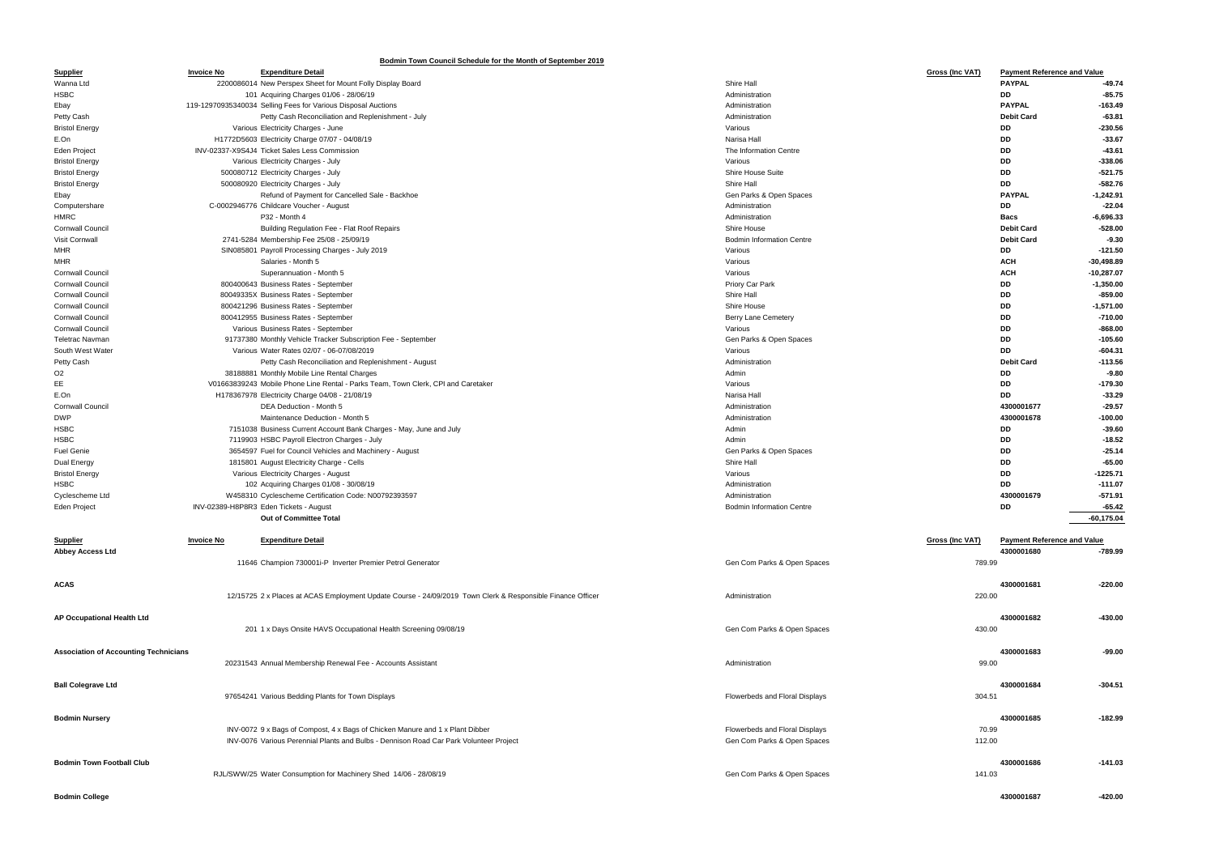## Bodmin Town Council Schedule for the Month of September 2019

| Supplier | Invoice No | Expenditure Detail | | Gross (Inc VAT) | Payment Reference and Value | |
|---|---|---|---|---|---|---|
| Wanna Ltd | 2200086014 | New Perspex Sheet for Mount Folly Display Board | Shire Hall | | PAYPAL | -49.74 |
| HSBC | 101 | Acquiring Charges 01/06 - 28/06/19 | Administration | | DD | -85.75 |
| Ebay | 119-12970935340034 | Selling Fees for Various Disposal Auctions | Administration | | PAYPAL | -163.49 |
| Petty Cash | | Petty Cash Reconciliation and Replenishment - July | Administration | | Debit Card | -63.81 |
| Bristol Energy | Various | Electricity Charges - June | Various | | DD | -230.56 |
| E.On | H1772D5603 | Electricity Charge 07/07 - 04/08/19 | Narisa Hall | | DD | -33.67 |
| Eden Project | INV-02337-X9S4J4 | Ticket Sales Less Commission | The Information Centre | | DD | -43.61 |
| Bristol Energy | Various | Electricity Charges - July | Various | | DD | -338.06 |
| Bristol Energy | 500080712 | Electricity Charges - July | Shire House Suite | | DD | -521.75 |
| Bristol Energy | 500080920 | Electricity Charges - July | Shire Hall | | DD | -582.76 |
| Ebay | | Refund of Payment for Cancelled Sale - Backhoe | Gen Parks & Open Spaces | | PAYPAL | -1,242.91 |
| Computershare | C-0002946776 | Childcare Voucher - August | Administration | | DD | -22.04 |
| HMRC | | P32 - Month 4 | Administration | | Bacs | -6,696.33 |
| Cornwall Council | | Building Regulation Fee - Flat Roof Repairs | Shire House | | Debit Card | -528.00 |
| Visit Cornwall | 2741-5284 | Membership Fee 25/08 - 25/09/19 | Bodmin Information Centre | | Debit Card | -9.30 |
| MHR | SIN085801 | Payroll Processing Charges - July 2019 | Various | | DD | -121.50 |
| MHR | | Salaries - Month 5 | Various | | ACH | -30,498.89 |
| Cornwall Council | | Superannuation - Month 5 | Various | | ACH | -10,287.07 |
| Cornwall Council | 800400643 | Business Rates - September | Priory Car Park | | DD | -1,350.00 |
| Cornwall Council | 80049335X | Business Rates - September | Shire Hall | | DD | -859.00 |
| Cornwall Council | 800421296 | Business Rates - September | Shire House | | DD | -1,571.00 |
| Cornwall Council | 800412955 | Business Rates - September | Berry Lane Cemetery | | DD | -710.00 |
| Cornwall Council | Various | Business Rates - September | Various | | DD | -868.00 |
| Teletrac Navman | 91737380 | Monthly Vehicle Tracker Subscription Fee - September | Gen Parks & Open Spaces | | DD | -105.60 |
| South West Water | Various | Water Rates 02/07 - 06-07/08/2019 | Various | | DD | -604.31 |
| Petty Cash | | Petty Cash Reconciliation and Replenishment - August | Administration | | Debit Card | -113.56 |
| O2 | 38188881 | Monthly Mobile Line Rental Charges | Admin | | DD | -9.80 |
| EE | V01663839243 | Mobile Phone Line Rental - Parks Team, Town Clerk, CPI and Caretaker | Various | | DD | -179.30 |
| E.On | H178367978 | Electricity Charge 04/08 - 21/08/19 | Narisa Hall | | DD | -33.29 |
| Cornwall Council | | DEA Deduction - Month 5 | Administration | | 4300001677 | -29.57 |
| DWP | | Maintenance Deduction - Month 5 | Administration | | 4300001678 | -100.00 |
| HSBC | 7151038 | Business Current Account Bank Charges - May, June and July | Admin | | DD | -39.60 |
| HSBC | 7119903 | HSBC Payroll Electron Charges - July | Admin | | DD | -18.52 |
| Fuel Genie | 3654597 | Fuel for Council Vehicles and Machinery - August | Gen Parks & Open Spaces | | DD | -25.14 |
| Dual Energy | 1815801 | August Electricity Charge - Cells | Shire Hall | | DD | -65.00 |
| Bristol Energy | Various | Electricity Charges - August | Various | | DD | -1225.71 |
| HSBC | 102 | Acquiring Charges 01/08 - 30/08/19 | Administration | | DD | -111.07 |
| Cyclescheme Ltd | W458310 | Cyclescheme Certification Code: N00792393597 | Administration | | 4300001679 | -571.91 |
| Eden Project | INV-02389-H8P8R3 | Eden Tickets - August | Bodmin Information Centre | | DD | -65.42 |
| | | **Out of Committee Total** | | | | -60,175.04 |

| Supplier | Invoice No | Expenditure Detail | | Gross (Inc VAT) | Payment Reference and Value | |
|---|---|---|---|---|---|---|
| **Abbey Access Ltd** | | | | | 4300001680 | -789.99 |
| | 11646 | Champion 730001i-P Inverter Premier Petrol Generator | Gen Com Parks & Open Spaces | 789.99 | | |
| **ACAS** | | | | | 4300001681 | -220.00 |
| | 12/15725 | 2 x Places at ACAS Employment Update Course - 24/09/2019 Town Clerk & Responsible Finance Officer | Administration | 220.00 | | |
| **AP Occupational Health Ltd** | | | | | 4300001682 | -430.00 |
| | 201 | 1 x Days Onsite HAVS Occupational Health Screening 09/08/19 | Gen Com Parks & Open Spaces | 430.00 | | |
| **Association of Accounting Technicians** | | | | | 4300001683 | -99.00 |
| | 20231543 | Annual Membership Renewal Fee - Accounts Assistant | Administration | 99.00 | | |
| **Ball Colegrave Ltd** | | | | | 4300001684 | -304.51 |
| | 97654241 | Various Bedding Plants for Town Displays | Flowerbeds and Floral Displays | 304.51 | | |
| **Bodmin Nursery** | | | | | 4300001685 | -182.99 |
| | INV-0072 | 9 x Bags of Compost, 4 x Bags of Chicken Manure and 1 x Plant Dibber | Flowerbeds and Floral Displays | 70.99 | | |
| | INV-0076 | Various Perennial Plants and Bulbs - Dennison Road Car Park Volunteer Project | Gen Com Parks & Open Spaces | 112.00 | | |
| **Bodmin Town Football Club** | | | | | 4300001686 | -141.03 |
| | RJL/SWW/25 | Water Consumption for Machinery Shed 14/06 - 28/08/19 | Gen Com Parks & Open Spaces | 141.03 | | |
| **Bodmin College** | | | | | 4300001687 | -420.00 |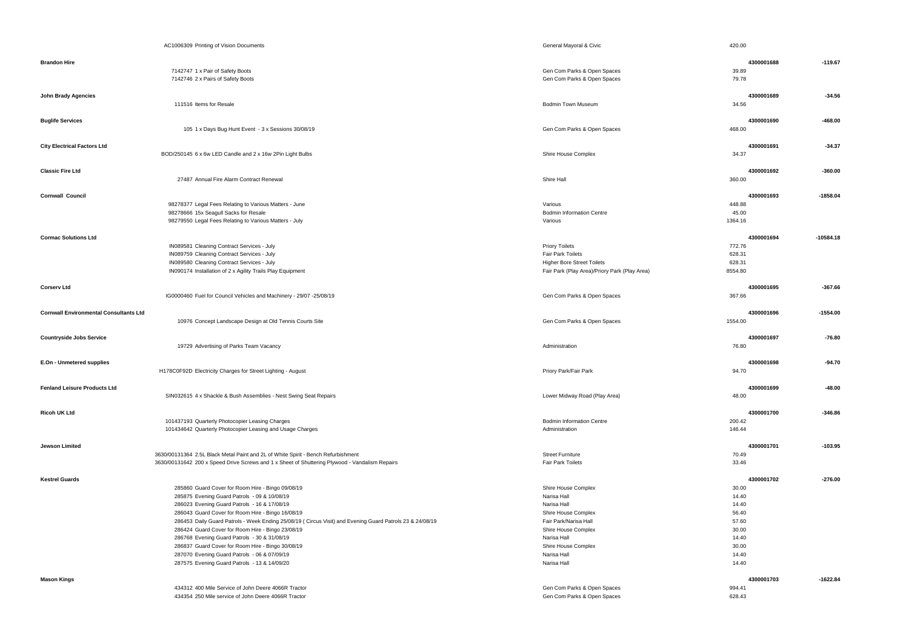| Supplier | Reference / Description | Cost Centre | Amount | Payment Ref | Total |
|---|---|---|---|---|---|
| | AC1006309 Printing of Vision Documents | General Mayoral & Civic | 420.00 | | |
| **Brandon Hire** | | | | 4300001688 | -119.67 |
| | 7142747 1 x Pair of Safety Boots | Gen Com Parks & Open Spaces | 39.89 | | |
| | 7142746 2 x Pairs of Safety Boots | Gen Com Parks & Open Spaces | 79.78 | | |
| **John Brady Agencies** | | | | 4300001689 | -34.56 |
| | 111516 Items for Resale | Bodmin Town Museum | 34.56 | | |
| **Buglife Services** | | | | 4300001690 | -468.00 |
| | 105 1 x Days Bug Hunt Event - 3 x Sessions 30/08/19 | Gen Com Parks & Open Spaces | 468.00 | | |
| **City Electrical Factors Ltd** | | | | 4300001691 | -34.37 |
| | BOD/250145 6 x 6w LED Candle and 2 x 16w 2Pin Light Bulbs | Shire House Complex | 34.37 | | |
| **Classic Fire Ltd** | | | | 4300001692 | -360.00 |
| | 27487 Annual Fire Alarm Contract Renewal | Shire Hall | 360.00 | | |
| **Cornwall Council** | | | | 4300001693 | -1858.04 |
| | 98278377 Legal Fees Relating to Various Matters - June | Various | 448.88 | | |
| | 98278666 15x Seagull Sacks for Resale | Bodmin Information Centre | 45.00 | | |
| | 98279550 Legal Fees Relating to Various Matters - July | Various | 1364.16 | | |
| **Cormac Solutions Ltd** | | | | 4300001694 | -10584.18 |
| | IN089581 Cleaning Contract Services - July | Priory Toilets | 772.76 | | |
| | IN089759 Cleaning Contract Services - July | Fair Park Toilets | 628.31 | | |
| | IN089580 Cleaning Contract Services - July | Higher Bore Street Toilets | 628.31 | | |
| | IN090174 Installation of 2 x Agility Trails Play Equipment | Fair Park (Play Area)/Priory Park (Play Area) | 8554.80 | | |
| **Corserv Ltd** | | | | 4300001695 | -367.66 |
| | IG0000460 Fuel for Council Vehicles and Machinery - 29/07 -25/08/19 | Gen Com Parks & Open Spaces | 367.66 | | |
| **Cornwall Environmental Consultants Ltd** | | | | 4300001696 | -1554.00 |
| | 10976 Concept Landscape Design at Old Tennis Courts Site | Gen Com Parks & Open Spaces | 1554.00 | | |
| **Countryside Jobs Service** | | | | 4300001697 | -76.80 |
| | 19729 Advertising of Parks Team Vacancy | Administration | 76.80 | | |
| **E.On - Unmetered supplies** | | | | 4300001698 | -94.70 |
| | H178C0F92D Electricity Charges for Street Lighting - August | Priory Park/Fair Park | 94.70 | | |
| **Fenland Leisure Products Ltd** | | | | 4300001699 | -48.00 |
| | SIN032615 4 x Shackle & Bush Assemblies - Nest Swing Seat Repairs | Lower Midway Road (Play Area) | 48.00 | | |
| **Ricoh UK Ltd** | | | | 4300001700 | -346.86 |
| | 101437193 Quarterly Photocopier Leasing Charges | Bodmin Information Centre | 200.42 | | |
| | 101434642 Quarterly Photocopier Leasing and Usage Charges | Administration | 146.44 | | |
| **Jewson Limited** | | | | 4300001701 | -103.95 |
| | 3630/00131364 2.5L Black Metal Paint and 2L of White Spirit - Bench Refurbishment | Street Furniture | 70.49 | | |
| | 3630/00131642 200 x Speed Drive Screws and 1 x Sheet of Shuttering Plywood - Vandalism Repairs | Fair Park Toilets | 33.46 | | |
| **Kestrel Guards** | | | | 4300001702 | -276.00 |
| | 285860 Guard Cover for Room Hire - Bingo 09/08/19 | Shire House Complex | 30.00 | | |
| | 285875 Evening Guard Patrols - 09 & 10/08/19 | Narisa Hall | 14.40 | | |
| | 286023 Evening Guard Patrols - 16 & 17/08/19 | Narisa Hall | 14.40 | | |
| | 286043 Guard Cover for Room Hire - Bingo 16/08/19 | Shire House Complex | 56.40 | | |
| | 286453 Daily Guard Patrols - Week Ending 25/08/19 ( Circus Visit) and Evening Guard Patrols 23 & 24/08/19 | Fair Park/Narisa Hall | 57.60 | | |
| | 286424 Guard Cover for Room Hire - Bingo 23/08/19 | Shire House Complex | 30.00 | | |
| | 286768 Evening Guard Patrols - 30 & 31/08/19 | Narisa Hall | 14.40 | | |
| | 286837 Guard Cover for Room Hire - Bingo 30/08/19 | Shire House Complex | 30.00 | | |
| | 287070 Evening Guard Patrols - 06 & 07/09/19 | Narisa Hall | 14.40 | | |
| | 287575 Evening Guard Patrols - 13 & 14/09/20 | Narisa Hall | 14.40 | | |
| **Mason Kings** | | | | 4300001703 | -1622.84 |
| | 434312 400 Mile Service of John Deere 4066R Tractor | Gen Com Parks & Open Spaces | 994.41 | | |
| | 434354 250 Mile service of John Deere 4066R Tractor | Gen Com Parks & Open Spaces | 628.43 | | |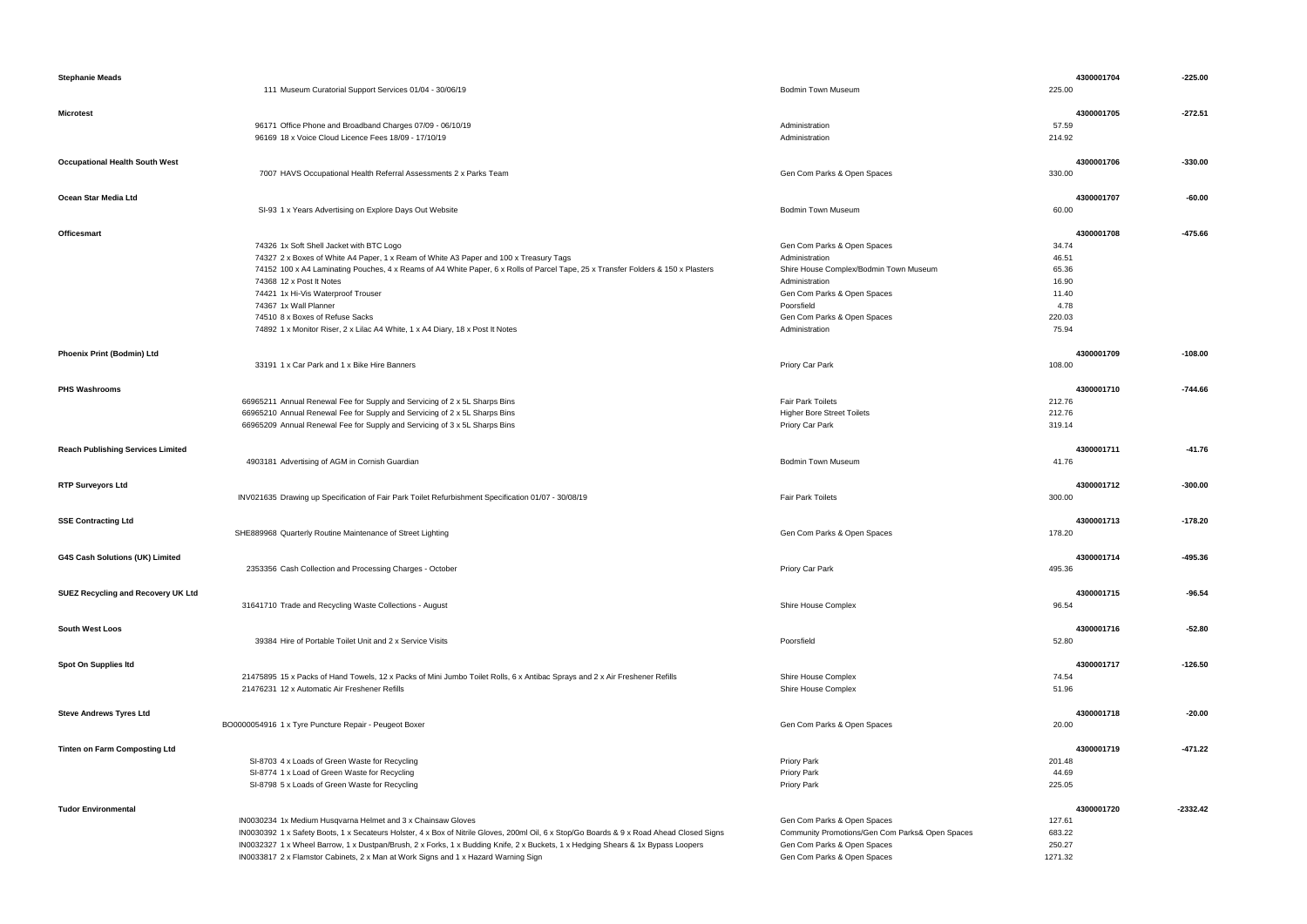| Supplier | Description | Cost Centre | Amount | Reference | Total |
|---|---|---|---|---|---|
| **Stephanie Meads** | | | | **4300001704** | **-225.00** |
| | 111 Museum Curatorial Support Services 01/04 - 30/06/19 | Bodmin Town Museum | 225.00 | | |
| **Microtest** | | | | **4300001705** | **-272.51** |
| | 96171 Office Phone and Broadband Charges 07/09 - 06/10/19 | Administration | 57.59 | | |
| | 96169 18 x Voice Cloud Licence Fees 18/09 - 17/10/19 | Administration | 214.92 | | |
| **Occupational Health South West** | | | | **4300001706** | **-330.00** |
| | 7007 HAVS Occupational Health Referral Assessments 2 x Parks Team | Gen Com Parks & Open Spaces | 330.00 | | |
| **Ocean Star Media Ltd** | | | | **4300001707** | **-60.00** |
| | SI-93 1 x Years Advertising on Explore Days Out Website | Bodmin Town Museum | 60.00 | | |
| **Officesmart** | | | | **4300001708** | **-475.66** |
| | 74326 1x Soft Shell Jacket with BTC Logo | Gen Com Parks & Open Spaces | 34.74 | | |
| | 74327 2 x Boxes of White A4 Paper, 1 x Ream of White A3 Paper and 100 x Treasury Tags | Administration | 46.51 | | |
| | 74152 100 x A4 Laminating Pouches, 4 x Reams of A4 White Paper, 6 x Rolls of Parcel Tape, 25 x Transfer Folders & 150 x Plasters | Shire House Complex/Bodmin Town Museum | 65.36 | | |
| | 74368 12 x Post It Notes | Administration | 16.90 | | |
| | 74421 1x Hi-Vis Waterproof Trouser | Gen Com Parks & Open Spaces | 11.40 | | |
| | 74367 1x Wall Planner | Poorsfield | 4.78 | | |
| | 74510 8 x Boxes of Refuse Sacks | Gen Com Parks & Open Spaces | 220.03 | | |
| | 74892 1 x Monitor Riser, 2 x Lilac A4 White, 1 x A4 Diary, 18 x Post It Notes | Administration | 75.94 | | |
| **Phoenix Print (Bodmin) Ltd** | | | | **4300001709** | **-108.00** |
| | 33191 1 x Car Park and 1 x Bike Hire Banners | Priory Car Park | 108.00 | | |
| **PHS Washrooms** | | | | **4300001710** | **-744.66** |
| | 66965211 Annual Renewal Fee for Supply and Servicing of 2 x 5L Sharps Bins | Fair Park Toilets | 212.76 | | |
| | 66965210 Annual Renewal Fee for Supply and Servicing of 2 x 5L Sharps Bins | Higher Bore Street Toilets | 212.76 | | |
| | 66965209 Annual Renewal Fee for Supply and Servicing of 3 x 5L Sharps Bins | Priory Car Park | 319.14 | | |
| **Reach Publishing Services Limited** | | | | **4300001711** | **-41.76** |
| | 4903181 Advertising of AGM in Cornish Guardian | Bodmin Town Museum | 41.76 | | |
| **RTP Surveyors Ltd** | | | | **4300001712** | **-300.00** |
| | INV021635 Drawing up Specification of Fair Park Toilet Refurbishment Specification 01/07 - 30/08/19 | Fair Park Toilets | 300.00 | | |
| **SSE Contracting Ltd** | | | | **4300001713** | **-178.20** |
| | SHE889968 Quarterly Routine Maintenance of Street Lighting | Gen Com Parks & Open Spaces | 178.20 | | |
| **G4S Cash Solutions (UK) Limited** | | | | **4300001714** | **-495.36** |
| | 2353356 Cash Collection and Processing Charges - October | Priory Car Park | 495.36 | | |
| **SUEZ Recycling and Recovery UK Ltd** | | | | **4300001715** | **-96.54** |
| | 31641710 Trade and Recycling Waste Collections - August | Shire House Complex | 96.54 | | |
| **South West Loos** | | | | **4300001716** | **-52.80** |
| | 39384 Hire of Portable Toilet Unit and 2 x Service Visits | Poorsfield | 52.80 | | |
| **Spot On Supplies ltd** | | | | **4300001717** | **-126.50** |
| | 21475895 15 x Packs of Hand Towels, 12 x Packs of Mini Jumbo Toilet Rolls, 6 x Antibac Sprays and 2 x Air Freshener Refills | Shire House Complex | 74.54 | | |
| | 21476231 12 x Automatic Air Freshener Refills | Shire House Complex | 51.96 | | |
| **Steve Andrews Tyres Ltd** | | | | **4300001718** | **-20.00** |
| | BO0000054916 1 x Tyre Puncture Repair - Peugeot Boxer | Gen Com Parks & Open Spaces | 20.00 | | |
| **Tinten on Farm Composting Ltd** | | | | **4300001719** | **-471.22** |
| | SI-8703 4 x Loads of Green Waste for Recycling | Priory Park | 201.48 | | |
| | SI-8774 1 x Load of Green Waste for Recycling | Priory Park | 44.69 | | |
| | SI-8798 5 x Loads of Green Waste for Recycling | Priory Park | 225.05 | | |
| **Tudor Environmental** | | | | **4300001720** | **-2332.42** |
| | IN0030234 1x Medium Husqvarna Helmet and 3 x Chainsaw Gloves | Gen Com Parks & Open Spaces | 127.61 | | |
| | IN0030392 1 x Safety Boots, 1 x Secateurs Holster, 4 x Box of Nitrile Gloves, 200ml Oil, 6 x Stop/Go Boards & 9 x Road Ahead Closed Signs | Community Promotions/Gen Com Parks& Open Spaces | 683.22 | | |
| | IN0032327 1 x Wheel Barrow, 1 x Dustpan/Brush, 2 x Forks, 1 x Budding Knife, 2 x Buckets, 1 x Hedging Shears & 1x Bypass Loopers | Gen Com Parks & Open Spaces | 250.27 | | |
| | IN0033817 2 x Flamstor Cabinets, 2 x Man at Work Signs and 1 x Hazard Warning Sign | Gen Com Parks & Open Spaces | 1271.32 | | |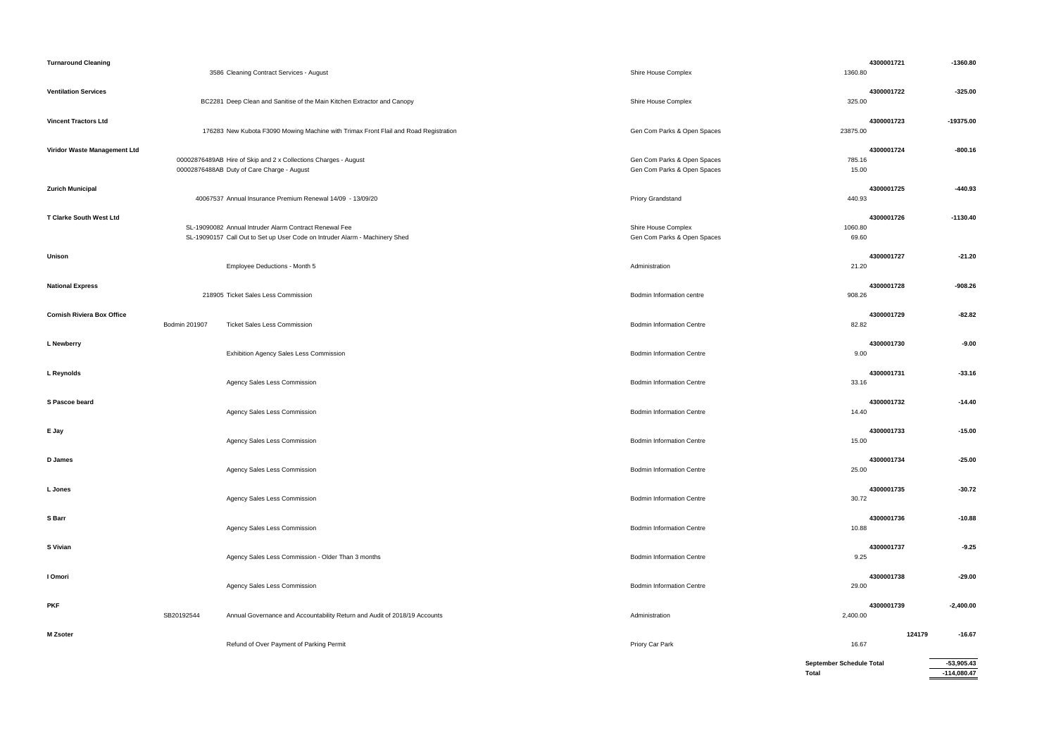| Supplier | Ref | Description | Cost Centre | Amount | Payment Ref | Total |
|---|---|---|---|---|---|---|
| **Turnaround Cleaning** | | | | | 4300001721 | -1360.80 |
| | 3586 | Cleaning Contract Services - August | Shire House Complex | 1360.80 | | |
| **Ventilation Services** | | | | | 4300001722 | -325.00 |
| | BC2281 | Deep Clean and Sanitise of the Main Kitchen Extractor and Canopy | Shire House Complex | 325.00 | | |
| **Vincent Tractors Ltd** | | | | | 4300001723 | -19375.00 |
| | 176283 | New Kubota F3090 Mowing Machine with Trimax Front Flail and Road Registration | Gen Com Parks & Open Spaces | 23875.00 | | |
| **Viridor Waste Management Ltd** | | | | | 4300001724 | -800.16 |
| | 00002876489AB | Hire of Skip and 2 x Collections Charges - August | Gen Com Parks & Open Spaces | 785.16 | | |
| | 00002876488AB | Duty of Care Charge - August | Gen Com Parks & Open Spaces | 15.00 | | |
| **Zurich Municipal** | | | | | 4300001725 | -440.93 |
| | 40067537 | Annual Insurance Premium Renewal 14/09 - 13/09/20 | Priory Grandstand | 440.93 | | |
| **T Clarke South West Ltd** | | | | | 4300001726 | -1130.40 |
| | SL-19090082 | Annual Intruder Alarm Contract Renewal Fee | Shire House Complex | 1060.80 | | |
| | SL-19090157 | Call Out to Set up User Code on Intruder Alarm - Machinery Shed | Gen Com Parks & Open Spaces | 69.60 | | |
| **Unison** | | | | | 4300001727 | -21.20 |
| | | Employee Deductions - Month 5 | Administration | 21.20 | | |
| **National Express** | | | | | 4300001728 | -908.26 |
| | 218905 | Ticket Sales Less Commission | Bodmin Information centre | 908.26 | | |
| **Cornish Riviera Box Office** | | | | | 4300001729 | -82.82 |
| | Bodmin 201907 | Ticket Sales Less Commission | Bodmin Information Centre | 82.82 | | |
| **L Newberry** | | | | | 4300001730 | -9.00 |
| | | Exhibition Agency Sales Less Commission | Bodmin Information Centre | 9.00 | | |
| **L Reynolds** | | | | | 4300001731 | -33.16 |
| | | Agency Sales Less Commission | Bodmin Information Centre | 33.16 | | |
| **S Pascoe beard** | | | | | 4300001732 | -14.40 |
| | | Agency Sales Less Commission | Bodmin Information Centre | 14.40 | | |
| **E Jay** | | | | | 4300001733 | -15.00 |
| | | Agency Sales Less Commission | Bodmin Information Centre | 15.00 | | |
| **D James** | | | | | 4300001734 | -25.00 |
| | | Agency Sales Less Commission | Bodmin Information Centre | 25.00 | | |
| **L Jones** | | | | | 4300001735 | -30.72 |
| | | Agency Sales Less Commission | Bodmin Information Centre | 30.72 | | |
| **S Barr** | | | | | 4300001736 | -10.88 |
| | | Agency Sales Less Commission | Bodmin Information Centre | 10.88 | | |
| **S Vivian** | | | | | 4300001737 | -9.25 |
| | | Agency Sales Less Commission - Older Than 3 months | Bodmin Information Centre | 9.25 | | |
| **I Omori** | | | | | 4300001738 | -29.00 |
| | | Agency Sales Less Commission | Bodmin Information Centre | 29.00 | | |
| **PKF** | | | | | 4300001739 | -2,400.00 |
| | SB20192544 | Annual Governance and Accountability Return and Audit of 2018/19 Accounts | Administration | 2,400.00 | | |
| **M Zsoter** | | | | | 124179 | -16.67 |
| | | Refund of Over Payment of Parking Permit | Priory Car Park | 16.67 | | |
| | | | | **September Schedule Total** | | -53,905.43 |
| | | | | **Total** | | -114,080.47 |